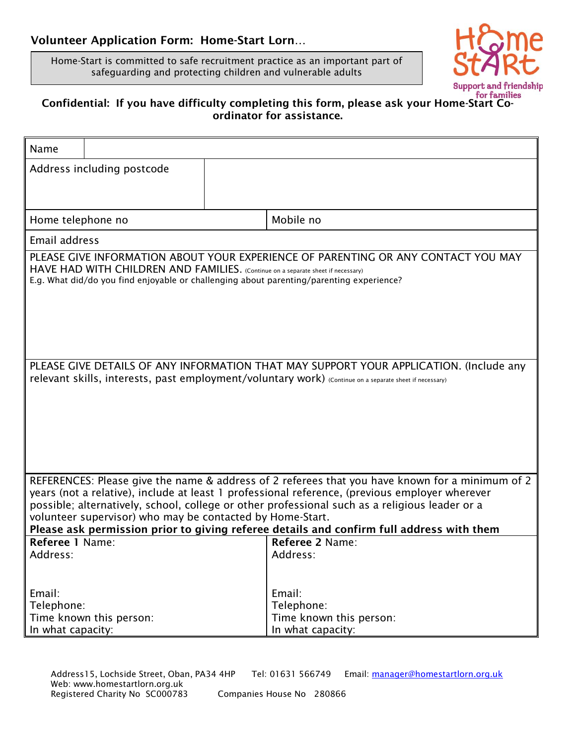## Volunteer Application Form: Home-Start Lorn…

Home-Start is committed to safe recruitment practice as an important part of safeguarding and protecting children and vulnerable adults

**Confidential: If you have difficulty completing this form, please ask your Home-Start Co-ordinator for assistance.**

| Name | |
|---|---|
| Address including postcode | |
| Home telephone no | Mobile no |
| Email address | |

PLEASE GIVE INFORMATION ABOUT YOUR EXPERIENCE OF PARENTING OR ANY CONTACT YOU MAY HAVE HAD WITH CHILDREN AND FAMILIES. (Continue on a separate sheet if necessary)
E.g. What did/do you find enjoyable or challenging about parenting/parenting experience?

PLEASE GIVE DETAILS OF ANY INFORMATION THAT MAY SUPPORT YOUR APPLICATION. (Include any relevant skills, interests, past employment/voluntary work) (Continue on a separate sheet if necessary)

REFERENCES: Please give the name & address of 2 referees that you have known for a minimum of 2 years (not a relative), include at least 1 professional reference, (previous employer wherever possible; alternatively, school, college or other professional such as a religious leader or a volunteer supervisor) who may be contacted by Home-Start.
**Please ask permission prior to giving referee details and confirm full address with them**

| **Referee 1** Name: | **Referee 2** Name: |
|---|---|
| Address: | Address: |
| Email: | Email: |
| Telephone: | Telephone: |
| Time known this person: | Time known this person: |
| In what capacity: | In what capacity: |

Address15, Lochside Street, Oban, PA34 4HP Tel: 01631 566749 Email: manager@homestartlorn.org.uk
Web: www.homestartlorn.org.uk
Registered Charity No SC000783 Companies House No 280866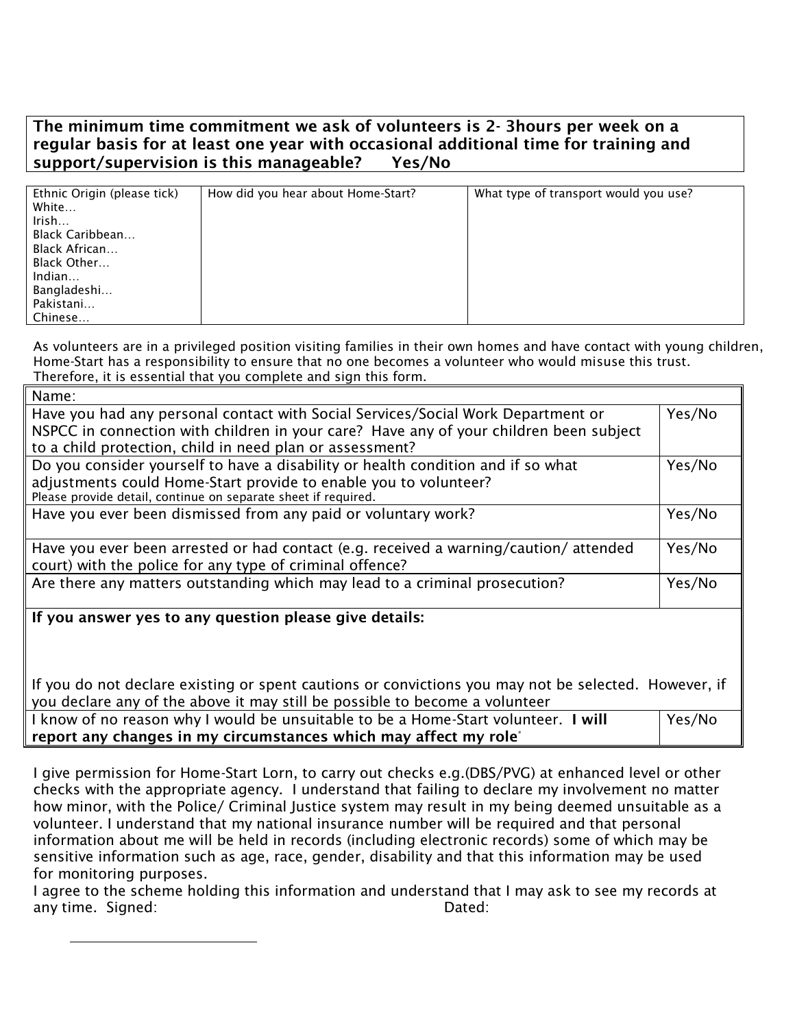**The minimum time commitment we ask of volunteers is 2- 3hours per week on a regular basis for at least one year with occasional additional time for training and support/supervision is this manageable? Yes/No**

| Ethnic Origin (please tick) | How did you hear about Home-Start? | What type of transport would you use? |
|---|---|---|
| White…<br>Irish…<br>Black Caribbean…<br>Black African…<br>Black Other…<br>Indian…<br>Bangladeshi…<br>Pakistani…<br>Chinese… | | |

As volunteers are in a privileged position visiting families in their own homes and have contact with young children, Home-Start has a responsibility to ensure that no one becomes a volunteer who would misuse this trust. Therefore, it is essential that you complete and sign this form.

| Name: | |
|---|---|
| Have you had any personal contact with Social Services/Social Work Department or NSPCC in connection with children in your care? Have any of your children been subject to a child protection, child in need plan or assessment? | Yes/No |
| Do you consider yourself to have a disability or health condition and if so what adjustments could Home-Start provide to enable you to volunteer?<br>Please provide detail, continue on separate sheet if required. | Yes/No |
| Have you ever been dismissed from any paid or voluntary work? | Yes/No |
| Have you ever been arrested or had contact (e.g. received a warning/caution/ attended court) with the police for any type of criminal offence? | Yes/No |
| Are there any matters outstanding which may lead to a criminal prosecution? | Yes/No |
| **If you answer yes to any question please give details:**<br><br>If you do not declare existing or spent cautions or convictions you may not be selected. However, if you declare any of the above it may still be possible to become a volunteer | |
| I know of no reason why I would be unsuitable to be a Home-Start volunteer. **I will report any changes in my circumstances which may affect my role**[*] | Yes/No |

I give permission for Home-Start Lorn, to carry out checks e.g.(DBS/PVG) at enhanced level or other checks with the appropriate agency. I understand that failing to declare my involvement no matter how minor, with the Police/ Criminal Justice system may result in my being deemed unsuitable as a volunteer. I understand that my national insurance number will be required and that personal information about me will be held in records (including electronic records) some of which may be sensitive information such as age, race, gender, disability and that this information may be used for monitoring purposes.

I agree to the scheme holding this information and understand that I may ask to see my records at any time. Signed: Dated: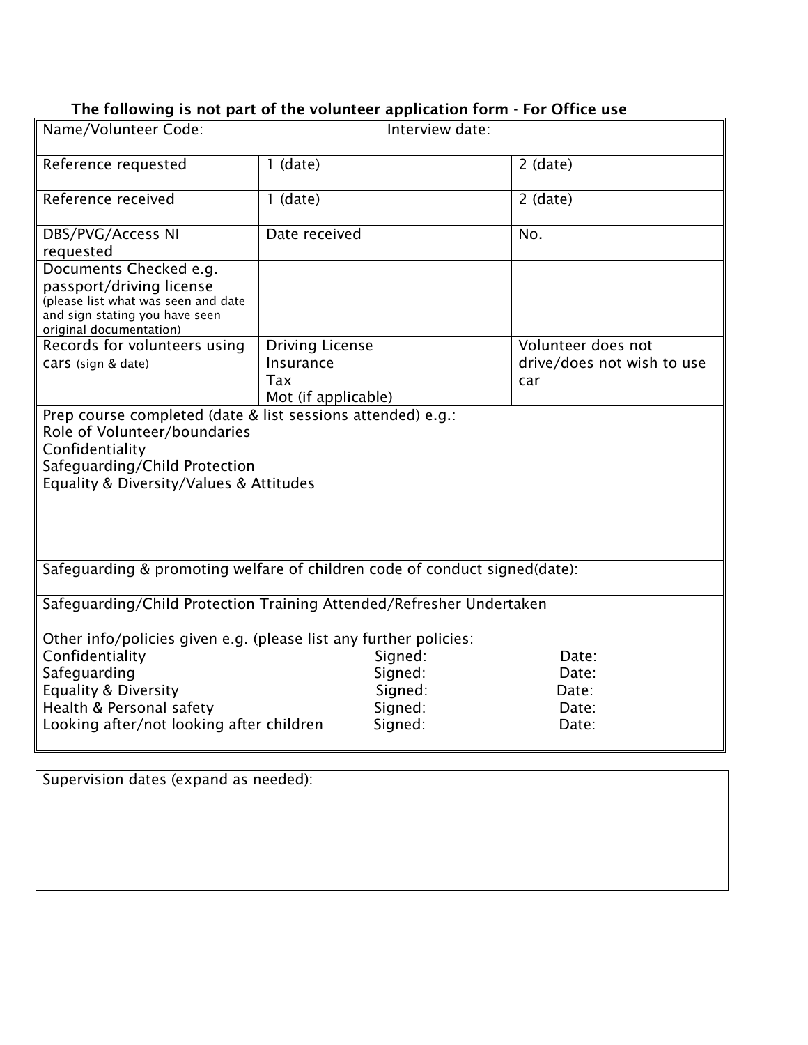**The following is not part of the volunteer application form - For Office use**

| | | |
|---|---|---|
| Name/Volunteer Code: | Interview date: | |
| Reference requested | 1 (date) | 2 (date) |
| Reference received | 1 (date) | 2 (date) |
| DBS/PVG/Access NI requested | Date received | No. |
| Documents Checked e.g. passport/driving license (please list what was seen and date and sign stating you have seen original documentation) | | |
| Records for volunteers using cars (sign & date) | Driving License<br>Insurance<br>Tax<br>Mot (if applicable) | Volunteer does not drive/does not wish to use car |
| Prep course completed (date & list sessions attended) e.g.:<br>Role of Volunteer/boundaries<br>Confidentiality<br>Safeguarding/Child Protection<br>Equality & Diversity/Values & Attitudes | | |
| Safeguarding & promoting welfare of children code of conduct signed(date): | | |
| Safeguarding/Child Protection Training Attended/Refresher Undertaken | | |
| Other info/policies given e.g. (please list any further policies:<br>Confidentiality<br>Safeguarding<br>Equality & Diversity<br>Health & Personal safety<br>Looking after/not looking after children | Signed:<br>Signed:<br>Signed:<br>Signed:<br>Signed: | Date:<br>Date:<br>Date:<br>Date:<br>Date: |

| |
|---|
| Supervision dates (expand as needed): |